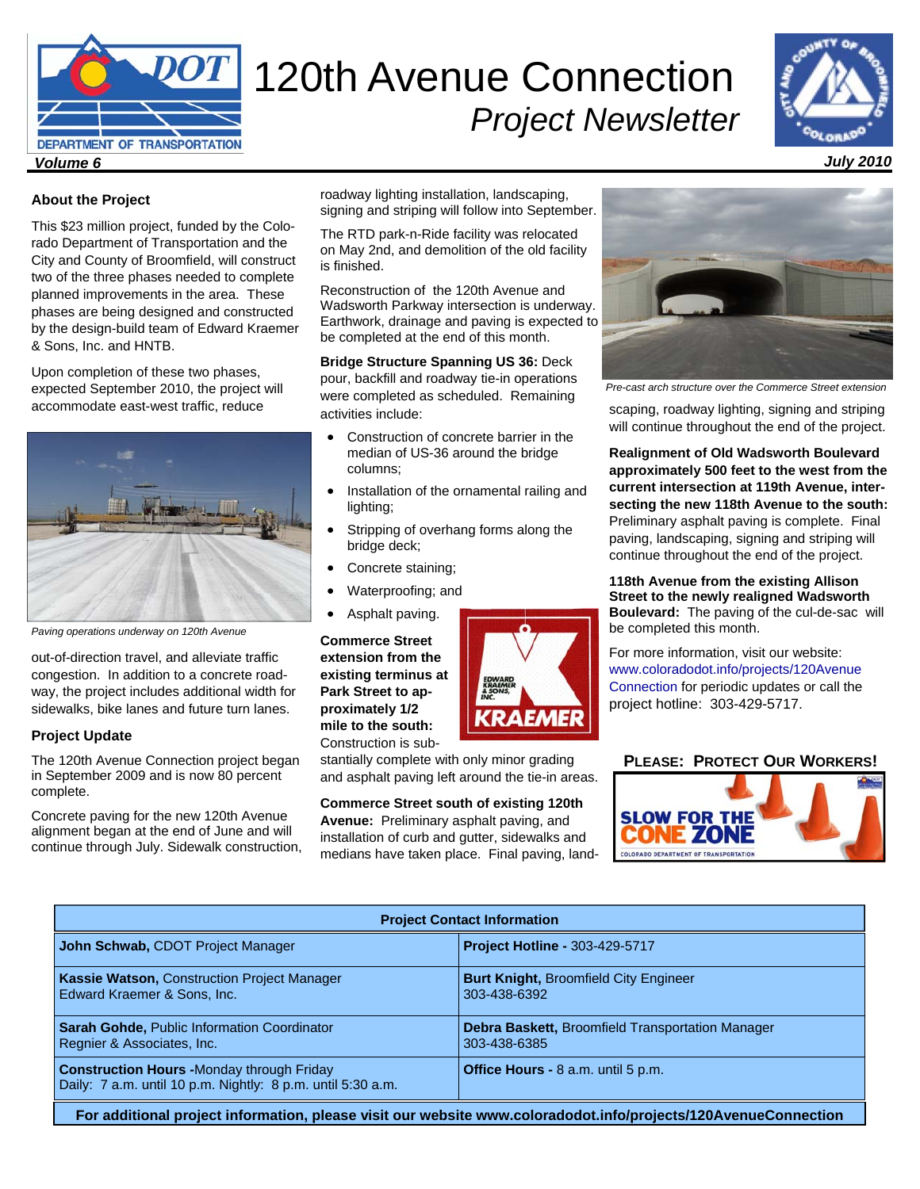# 120th Avenue Connection

*Project Newsletter*

***Volume 6*** ***July 2010***

### About the Project

This $23 million project, funded by the Colorado Department of Transportation and the City and County of Broomfield, will construct two of the three phases needed to complete planned improvements in the area. These phases are being designed and constructed by the design-build team of Edward Kraemer & Sons, Inc. and HNTB.

Upon completion of these two phases, expected September 2010, the project will accommodate east-west traffic, reduce out-of-direction travel, and alleviate traffic congestion. In addition to a concrete roadway, the project includes additional width for sidewalks, bike lanes and future turn lanes.

*Paving operations underway on 120th Avenue*

### Project Update

The 120th Avenue Connection project began in September 2009 and is now 80 percent complete.

Concrete paving for the new 120th Avenue alignment began at the end of June and will continue through July. Sidewalk construction, roadway lighting installation, landscaping, signing and striping will follow into September.

The RTD park-n-Ride facility was relocated on May 2nd, and demolition of the old facility is finished.

Reconstruction of the 120th Avenue and Wadsworth Parkway intersection is underway. Earthwork, drainage and paving is expected to be completed at the end of this month.

**Bridge Structure Spanning US 36:** Deck pour, backfill and roadway tie-in operations were completed as scheduled. Remaining activities include:

- Construction of concrete barrier in the median of US-36 around the bridge columns;
- Installation of the ornamental railing and lighting;
- Stripping of overhang forms along the bridge deck;
- Concrete staining;
- Waterproofing; and
- Asphalt paving.

**Commerce Street extension from the existing terminus at Park Street to approximately 1/2 mile to the south:** Construction is substantially complete with only minor grading and asphalt paving left around the tie-in areas.

**Commerce Street south of existing 120th Avenue:** Preliminary asphalt paving, and installation of curb and gutter, sidewalks and medians have taken place. Final paving, landscaping, roadway lighting, signing and striping will continue throughout the end of the project.

*Pre-cast arch structure over the Commerce Street extension*

**Realignment of Old Wadsworth Boulevard approximately 500 feet to the west from the current intersection at 119th Avenue, intersecting the new 118th Avenue to the south:** Preliminary asphalt paving is complete. Final paving, landscaping, signing and striping will continue throughout the end of the project.

**118th Avenue from the existing Allison Street to the newly realigned Wadsworth Boulevard:** The paving of the cul-de-sac will be completed this month.

For more information, visit our website: www.coloradodot.info/projects/120AvenueConnection for periodic updates or call the project hotline: 303-429-5717.

**PLEASE: PROTECT OUR WORKERS!**

| Project Contact Information | |
|---|---|
| **John Schwab,** CDOT Project Manager | **Project Hotline -** 303-429-5717 |
| **Kassie Watson,** Construction Project Manager<br>Edward Kraemer & Sons, Inc. | **Burt Knight,** Broomfield City Engineer<br>303-438-6392 |
| **Sarah Gohde,** Public Information Coordinator<br>Regnier & Associates, Inc. | **Debra Baskett,** Broomfield Transportation Manager<br>303-438-6385 |
| **Construction Hours -**Monday through Friday<br>Daily: 7 a.m. until 10 p.m. Nightly: 8 p.m. until 5:30 a.m. | **Office Hours -** 8 a.m. until 5 p.m. |

**For additional project information, please visit our website www.coloradodot.info/projects/120AvenueConnection**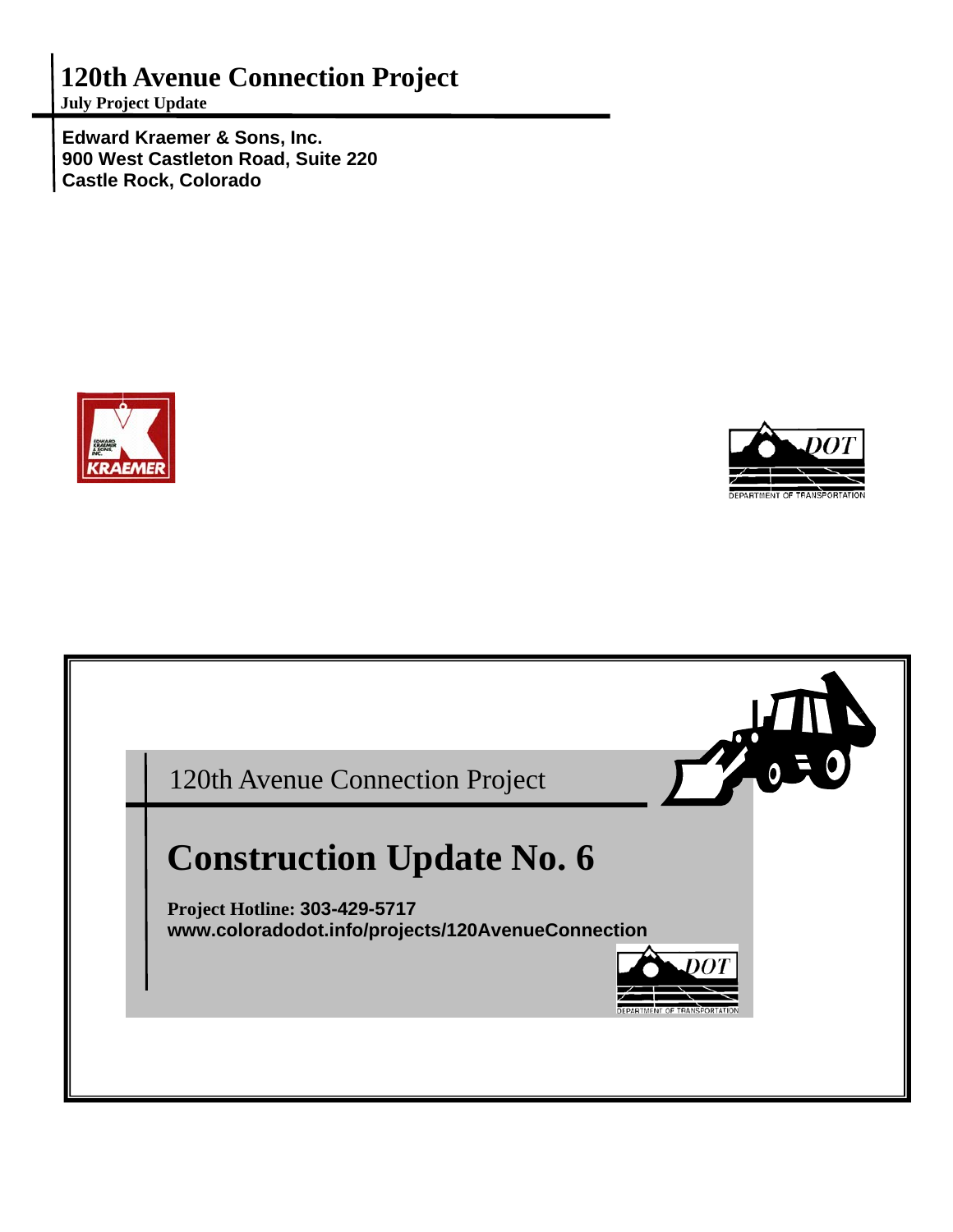# 120th Avenue Connection Project

**July Project Update**

**Edward Kraemer & Sons, Inc.**
**900 West Castleton Road, Suite 220**
**Castle Rock, Colorado**

120th Avenue Connection Project

# Construction Update No. 6

**Project Hotline: 303-429-5717**
**www.coloradodot.info/projects/120AvenueConnection**